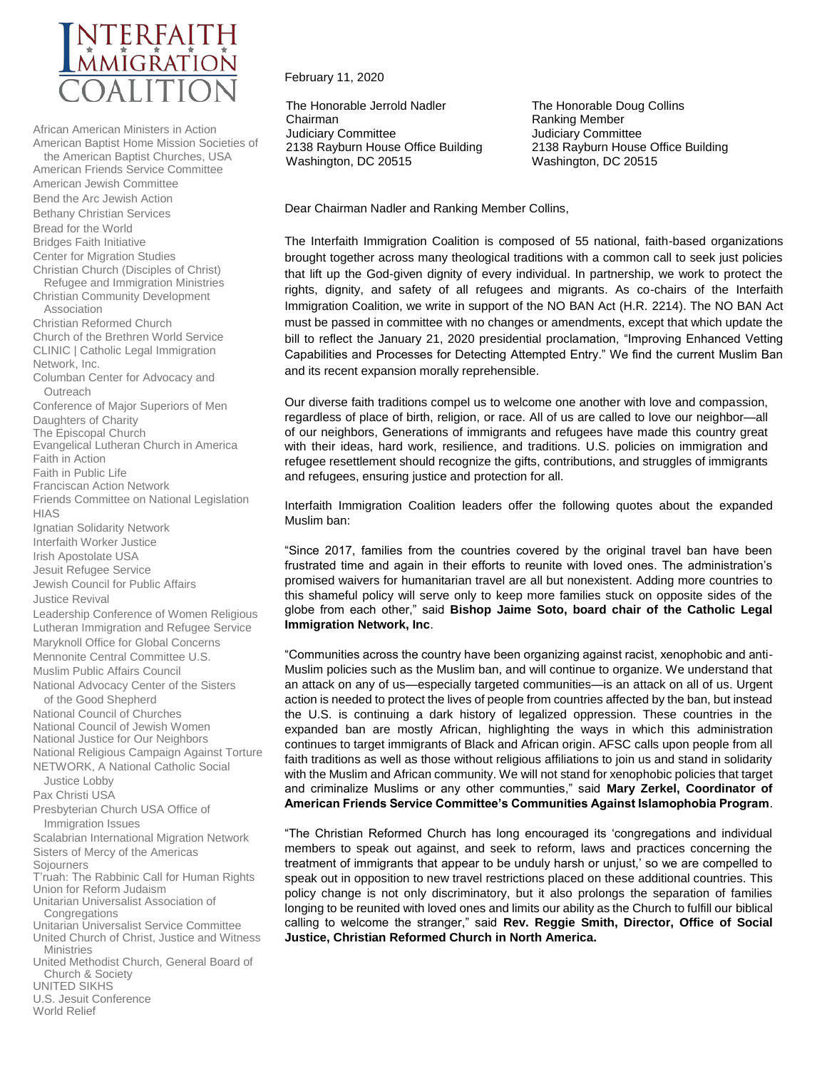# Interfaith Immigration Coalition

African American Ministers in Action
American Baptist Home Mission Societies of the American Baptist Churches, USA
American Friends Service Committee
American Jewish Committee
Bend the Arc Jewish Action
Bethany Christian Services
Bread for the World
Bridges Faith Initiative
Center for Migration Studies
Christian Church (Disciples of Christ) Refugee and Immigration Ministries
Christian Community Development Association
Christian Reformed Church
Church of the Brethren World Service
CLINIC | Catholic Legal Immigration Network, Inc.
Columban Center for Advocacy and Outreach
Conference of Major Superiors of Men
Daughters of Charity
The Episcopal Church
Evangelical Lutheran Church in America
Faith in Action
Faith in Public Life
Franciscan Action Network
Friends Committee on National Legislation
HIAS
Ignatian Solidarity Network
Interfaith Worker Justice
Irish Apostolate USA
Jesuit Refugee Service
Jewish Council for Public Affairs
Justice Revival
Leadership Conference of Women Religious
Lutheran Immigration and Refugee Service
Maryknoll Office for Global Concerns
Mennonite Central Committee U.S.
Muslim Public Affairs Council
National Advocacy Center of the Sisters of the Good Shepherd
National Council of Churches
National Council of Jewish Women
National Justice for Our Neighbors
National Religious Campaign Against Torture
NETWORK, A National Catholic Social Justice Lobby
Pax Christi USA
Presbyterian Church USA Office of Immigration Issues
Scalabrinian International Migration Network
Sisters of Mercy of the Americas
Sojourners
T'ruah: The Rabbinic Call for Human Rights
Union for Reform Judaism
Unitarian Universalist Association of Congregations
Unitarian Universalist Service Committee
United Church of Christ, Justice and Witness Ministries
United Methodist Church, General Board of Church & Society
UNITED SIKHS
U.S. Jesuit Conference
World Relief

February 11, 2020

The Honorable Jerrold Nadler
Chairman
Judiciary Committee
2138 Rayburn House Office Building
Washington, DC 20515

The Honorable Doug Collins
Ranking Member
Judiciary Committee
2138 Rayburn House Office Building
Washington, DC 20515

Dear Chairman Nadler and Ranking Member Collins,

The Interfaith Immigration Coalition is composed of 55 national, faith-based organizations brought together across many theological traditions with a common call to seek just policies that lift up the God-given dignity of every individual. In partnership, we work to protect the rights, dignity, and safety of all refugees and migrants. As co-chairs of the Interfaith Immigration Coalition, we write in support of the NO BAN Act (H.R. 2214). The NO BAN Act must be passed in committee with no changes or amendments, except that which update the bill to reflect the January 21, 2020 presidential proclamation, "Improving Enhanced Vetting Capabilities and Processes for Detecting Attempted Entry." We find the current Muslim Ban and its recent expansion morally reprehensible.

Our diverse faith traditions compel us to welcome one another with love and compassion, regardless of place of birth, religion, or race. All of us are called to love our neighbor—all of our neighbors, Generations of immigrants and refugees have made this country great with their ideas, hard work, resilience, and traditions. U.S. policies on immigration and refugee resettlement should recognize the gifts, contributions, and struggles of immigrants and refugees, ensuring justice and protection for all.

Interfaith Immigration Coalition leaders offer the following quotes about the expanded Muslim ban:

"Since 2017, families from the countries covered by the original travel ban have been frustrated time and again in their efforts to reunite with loved ones. The administration's promised waivers for humanitarian travel are all but nonexistent. Adding more countries to this shameful policy will serve only to keep more families stuck on opposite sides of the globe from each other," said **Bishop Jaime Soto, board chair of the Catholic Legal Immigration Network, Inc**.

"Communities across the country have been organizing against racist, xenophobic and anti-Muslim policies such as the Muslim ban, and will continue to organize. We understand that an attack on any of us—especially targeted communities—is an attack on all of us. Urgent action is needed to protect the lives of people from countries affected by the ban, but instead the U.S. is continuing a dark history of legalized oppression. These countries in the expanded ban are mostly African, highlighting the ways in which this administration continues to target immigrants of Black and African origin. AFSC calls upon people from all faith traditions as well as those without religious affiliations to join us and stand in solidarity with the Muslim and African community. We will not stand for xenophobic policies that target and criminalize Muslims or any other communties," said **Mary Zerkel, Coordinator of American Friends Service Committee's Communities Against Islamophobia Program**.

"The Christian Reformed Church has long encouraged its 'congregations and individual members to speak out against, and seek to reform, laws and practices concerning the treatment of immigrants that appear to be unduly harsh or unjust,' so we are compelled to speak out in opposition to new travel restrictions placed on these additional countries. This policy change is not only discriminatory, but it also prolongs the separation of families longing to be reunited with loved ones and limits our ability as the Church to fulfill our biblical calling to welcome the stranger," said **Rev. Reggie Smith, Director, Office of Social Justice, Christian Reformed Church in North America.**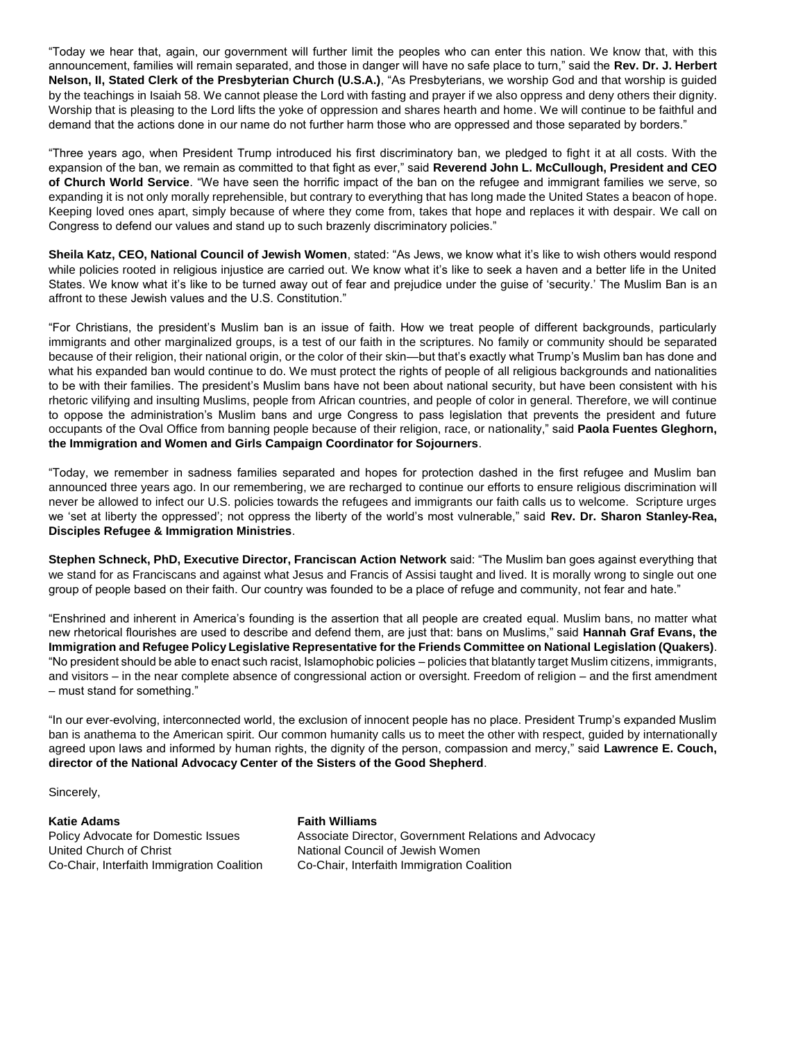"Today we hear that, again, our government will further limit the peoples who can enter this nation. We know that, with this announcement, families will remain separated, and those in danger will have no safe place to turn," said the **Rev. Dr. J. Herbert Nelson, II, Stated Clerk of the Presbyterian Church (U.S.A.)**, "As Presbyterians, we worship God and that worship is guided by the teachings in Isaiah 58. We cannot please the Lord with fasting and prayer if we also oppress and deny others their dignity. Worship that is pleasing to the Lord lifts the yoke of oppression and shares hearth and home. We will continue to be faithful and demand that the actions done in our name do not further harm those who are oppressed and those separated by borders."

"Three years ago, when President Trump introduced his first discriminatory ban, we pledged to fight it at all costs. With the expansion of the ban, we remain as committed to that fight as ever," said **Reverend John L. McCullough, President and CEO of Church World Service**. "We have seen the horrific impact of the ban on the refugee and immigrant families we serve, so expanding it is not only morally reprehensible, but contrary to everything that has long made the United States a beacon of hope. Keeping loved ones apart, simply because of where they come from, takes that hope and replaces it with despair. We call on Congress to defend our values and stand up to such brazenly discriminatory policies."

**Sheila Katz, CEO, National Council of Jewish Women**, stated: "As Jews, we know what it's like to wish others would respond while policies rooted in religious injustice are carried out. We know what it's like to seek a haven and a better life in the United States. We know what it's like to be turned away out of fear and prejudice under the guise of 'security.' The Muslim Ban is an affront to these Jewish values and the U.S. Constitution."

"For Christians, the president's Muslim ban is an issue of faith. How we treat people of different backgrounds, particularly immigrants and other marginalized groups, is a test of our faith in the scriptures. No family or community should be separated because of their religion, their national origin, or the color of their skin—but that's exactly what Trump's Muslim ban has done and what his expanded ban would continue to do. We must protect the rights of people of all religious backgrounds and nationalities to be with their families. The president's Muslim bans have not been about national security, but have been consistent with his rhetoric vilifying and insulting Muslims, people from African countries, and people of color in general. Therefore, we will continue to oppose the administration's Muslim bans and urge Congress to pass legislation that prevents the president and future occupants of the Oval Office from banning people because of their religion, race, or nationality," said **Paola Fuentes Gleghorn, the Immigration and Women and Girls Campaign Coordinator for Sojourners**.

"Today, we remember in sadness families separated and hopes for protection dashed in the first refugee and Muslim ban announced three years ago. In our remembering, we are recharged to continue our efforts to ensure religious discrimination will never be allowed to infect our U.S. policies towards the refugees and immigrants our faith calls us to welcome. Scripture urges we 'set at liberty the oppressed'; not oppress the liberty of the world's most vulnerable," said **Rev. Dr. Sharon Stanley-Rea, Disciples Refugee & Immigration Ministries**.

**Stephen Schneck, PhD, Executive Director, Franciscan Action Network** said: "The Muslim ban goes against everything that we stand for as Franciscans and against what Jesus and Francis of Assisi taught and lived. It is morally wrong to single out one group of people based on their faith. Our country was founded to be a place of refuge and community, not fear and hate."

"Enshrined and inherent in America's founding is the assertion that all people are created equal. Muslim bans, no matter what new rhetorical flourishes are used to describe and defend them, are just that: bans on Muslims," said **Hannah Graf Evans, the Immigration and Refugee Policy Legislative Representative for the Friends Committee on National Legislation (Quakers)**. "No president should be able to enact such racist, Islamophobic policies – policies that blatantly target Muslim citizens, immigrants, and visitors – in the near complete absence of congressional action or oversight. Freedom of religion – and the first amendment – must stand for something."

"In our ever-evolving, interconnected world, the exclusion of innocent people has no place. President Trump's expanded Muslim ban is anathema to the American spirit. Our common humanity calls us to meet the other with respect, guided by internationally agreed upon laws and informed by human rights, the dignity of the person, compassion and mercy," said **Lawrence E. Couch, director of the National Advocacy Center of the Sisters of the Good Shepherd**.

Sincerely,

**Katie Adams**
Policy Advocate for Domestic Issues
United Church of Christ
Co-Chair, Interfaith Immigration Coalition

**Faith Williams**
Associate Director, Government Relations and Advocacy
National Council of Jewish Women
Co-Chair, Interfaith Immigration Coalition